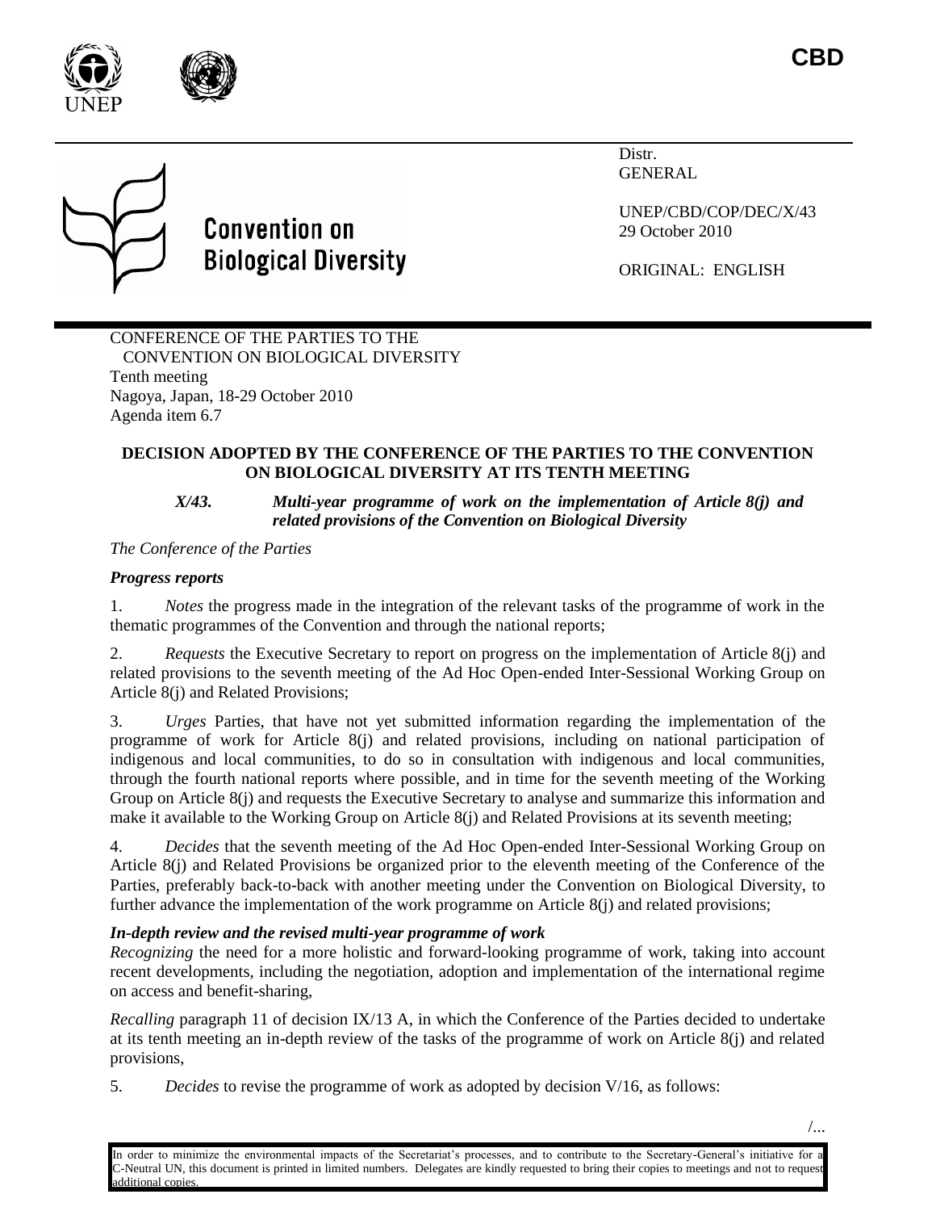CBD

Distr.
GENERAL

UNEP/CBD/COP/DEC/X/43
29 October 2010

ORIGINAL: ENGLISH

Convention on Biological Diversity

CONFERENCE OF THE PARTIES TO THE
CONVENTION ON BIOLOGICAL DIVERSITY
Tenth meeting
Nagoya, Japan, 18-29 October 2010
Agenda item 6.7

**DECISION ADOPTED BY THE CONFERENCE OF THE PARTIES TO THE CONVENTION ON BIOLOGICAL DIVERSITY AT ITS TENTH MEETING**

***X/43. Multi-year programme of work on the implementation of Article 8(j) and related provisions of the Convention on Biological Diversity***

*The Conference of the Parties*

***Progress reports***

1. *Notes* the progress made in the integration of the relevant tasks of the programme of work in the thematic programmes of the Convention and through the national reports;

2. *Requests* the Executive Secretary to report on progress on the implementation of Article 8(j) and related provisions to the seventh meeting of the Ad Hoc Open-ended Inter-Sessional Working Group on Article 8(j) and Related Provisions;

3. *Urges* Parties, that have not yet submitted information regarding the implementation of the programme of work for Article 8(j) and related provisions, including on national participation of indigenous and local communities, to do so in consultation with indigenous and local communities, through the fourth national reports where possible, and in time for the seventh meeting of the Working Group on Article 8(j) and requests the Executive Secretary to analyse and summarize this information and make it available to the Working Group on Article 8(j) and Related Provisions at its seventh meeting;

4. *Decides* that the seventh meeting of the Ad Hoc Open-ended Inter-Sessional Working Group on Article 8(j) and Related Provisions be organized prior to the eleventh meeting of the Conference of the Parties, preferably back-to-back with another meeting under the Convention on Biological Diversity, to further advance the implementation of the work programme on Article 8(j) and related provisions;

***In-depth review and the revised multi-year programme of work***

*Recognizing* the need for a more holistic and forward-looking programme of work, taking into account recent developments, including the negotiation, adoption and implementation of the international regime on access and benefit-sharing,

*Recalling* paragraph 11 of decision IX/13 A, in which the Conference of the Parties decided to undertake at its tenth meeting an in-depth review of the tasks of the programme of work on Article 8(j) and related provisions,

5. *Decides* to revise the programme of work as adopted by decision V/16, as follows:

In order to minimize the environmental impacts of the Secretariat's processes, and to contribute to the Secretary-General's initiative for a C-Neutral UN, this document is printed in limited numbers. Delegates are kindly requested to bring their copies to meetings and not to request additional copies.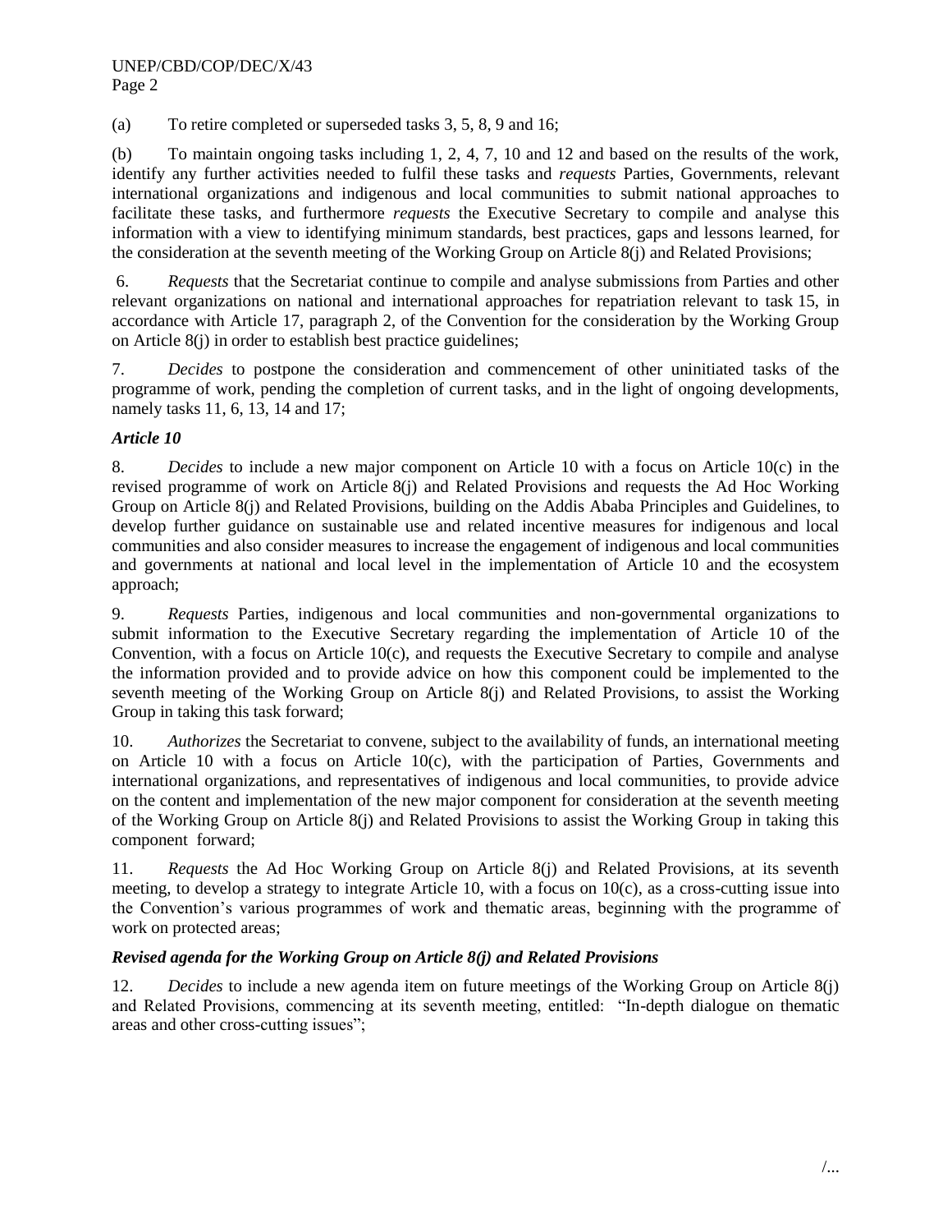(a) To retire completed or superseded tasks 3, 5, 8, 9 and 16;

(b) To maintain ongoing tasks including 1, 2, 4, 7, 10 and 12 and based on the results of the work, identify any further activities needed to fulfil these tasks and *requests* Parties, Governments, relevant international organizations and indigenous and local communities to submit national approaches to facilitate these tasks, and furthermore *requests* the Executive Secretary to compile and analyse this information with a view to identifying minimum standards, best practices, gaps and lessons learned, for the consideration at the seventh meeting of the Working Group on Article 8(j) and Related Provisions;

6. *Requests* that the Secretariat continue to compile and analyse submissions from Parties and other relevant organizations on national and international approaches for repatriation relevant to task 15, in accordance with Article 17, paragraph 2, of the Convention for the consideration by the Working Group on Article 8(j) in order to establish best practice guidelines;

7. *Decides* to postpone the consideration and commencement of other uninitiated tasks of the programme of work, pending the completion of current tasks, and in the light of ongoing developments, namely tasks 11, 6, 13, 14 and 17;

### *Article 10*

8. *Decides* to include a new major component on Article 10 with a focus on Article 10(c) in the revised programme of work on Article 8(j) and Related Provisions and requests the Ad Hoc Working Group on Article 8(j) and Related Provisions, building on the Addis Ababa Principles and Guidelines, to develop further guidance on sustainable use and related incentive measures for indigenous and local communities and also consider measures to increase the engagement of indigenous and local communities and governments at national and local level in the implementation of Article 10 and the ecosystem approach;

9. *Requests* Parties, indigenous and local communities and non-governmental organizations to submit information to the Executive Secretary regarding the implementation of Article 10 of the Convention, with a focus on Article 10(c), and requests the Executive Secretary to compile and analyse the information provided and to provide advice on how this component could be implemented to the seventh meeting of the Working Group on Article 8(j) and Related Provisions, to assist the Working Group in taking this task forward;

10. *Authorizes* the Secretariat to convene, subject to the availability of funds, an international meeting on Article 10 with a focus on Article 10(c), with the participation of Parties, Governments and international organizations, and representatives of indigenous and local communities, to provide advice on the content and implementation of the new major component for consideration at the seventh meeting of the Working Group on Article 8(j) and Related Provisions to assist the Working Group in taking this component forward;

11. *Requests* the Ad Hoc Working Group on Article 8(j) and Related Provisions, at its seventh meeting, to develop a strategy to integrate Article 10, with a focus on 10(c), as a cross-cutting issue into the Convention's various programmes of work and thematic areas, beginning with the programme of work on protected areas;

### ***Revised agenda for the Working Group on Article 8(j) and Related Provisions***

12. *Decides* to include a new agenda item on future meetings of the Working Group on Article 8(j) and Related Provisions, commencing at its seventh meeting, entitled: "In-depth dialogue on thematic areas and other cross-cutting issues";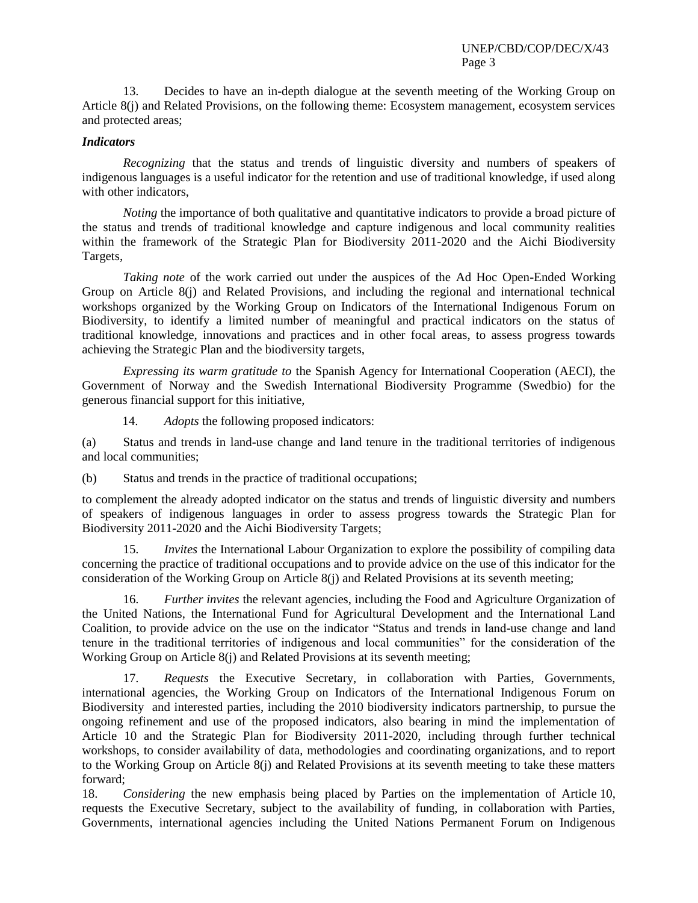13. Decides to have an in-depth dialogue at the seventh meeting of the Working Group on Article 8(j) and Related Provisions, on the following theme: Ecosystem management, ecosystem services and protected areas;

***Indicators***

*Recognizing* that the status and trends of linguistic diversity and numbers of speakers of indigenous languages is a useful indicator for the retention and use of traditional knowledge, if used along with other indicators,

*Noting* the importance of both qualitative and quantitative indicators to provide a broad picture of the status and trends of traditional knowledge and capture indigenous and local community realities within the framework of the Strategic Plan for Biodiversity 2011-2020 and the Aichi Biodiversity Targets,

*Taking note* of the work carried out under the auspices of the Ad Hoc Open-Ended Working Group on Article 8(j) and Related Provisions, and including the regional and international technical workshops organized by the Working Group on Indicators of the International Indigenous Forum on Biodiversity, to identify a limited number of meaningful and practical indicators on the status of traditional knowledge, innovations and practices and in other focal areas, to assess progress towards achieving the Strategic Plan and the biodiversity targets,

*Expressing its warm gratitude to* the Spanish Agency for International Cooperation (AECI), the Government of Norway and the Swedish International Biodiversity Programme (Swedbio) for the generous financial support for this initiative,

14. *Adopts* the following proposed indicators:

(a) Status and trends in land-use change and land tenure in the traditional territories of indigenous and local communities;

(b) Status and trends in the practice of traditional occupations;

to complement the already adopted indicator on the status and trends of linguistic diversity and numbers of speakers of indigenous languages in order to assess progress towards the Strategic Plan for Biodiversity 2011-2020 and the Aichi Biodiversity Targets;

15. *Invites* the International Labour Organization to explore the possibility of compiling data concerning the practice of traditional occupations and to provide advice on the use of this indicator for the consideration of the Working Group on Article 8(j) and Related Provisions at its seventh meeting;

16. *Further invites* the relevant agencies, including the Food and Agriculture Organization of the United Nations, the International Fund for Agricultural Development and the International Land Coalition, to provide advice on the use on the indicator "Status and trends in land-use change and land tenure in the traditional territories of indigenous and local communities" for the consideration of the Working Group on Article 8(j) and Related Provisions at its seventh meeting;

17. *Requests* the Executive Secretary, in collaboration with Parties, Governments, international agencies, the Working Group on Indicators of the International Indigenous Forum on Biodiversity and interested parties, including the 2010 biodiversity indicators partnership, to pursue the ongoing refinement and use of the proposed indicators, also bearing in mind the implementation of Article 10 and the Strategic Plan for Biodiversity 2011-2020, including through further technical workshops, to consider availability of data, methodologies and coordinating organizations, and to report to the Working Group on Article 8(j) and Related Provisions at its seventh meeting to take these matters forward;

18. *Considering* the new emphasis being placed by Parties on the implementation of Article 10, requests the Executive Secretary, subject to the availability of funding, in collaboration with Parties, Governments, international agencies including the United Nations Permanent Forum on Indigenous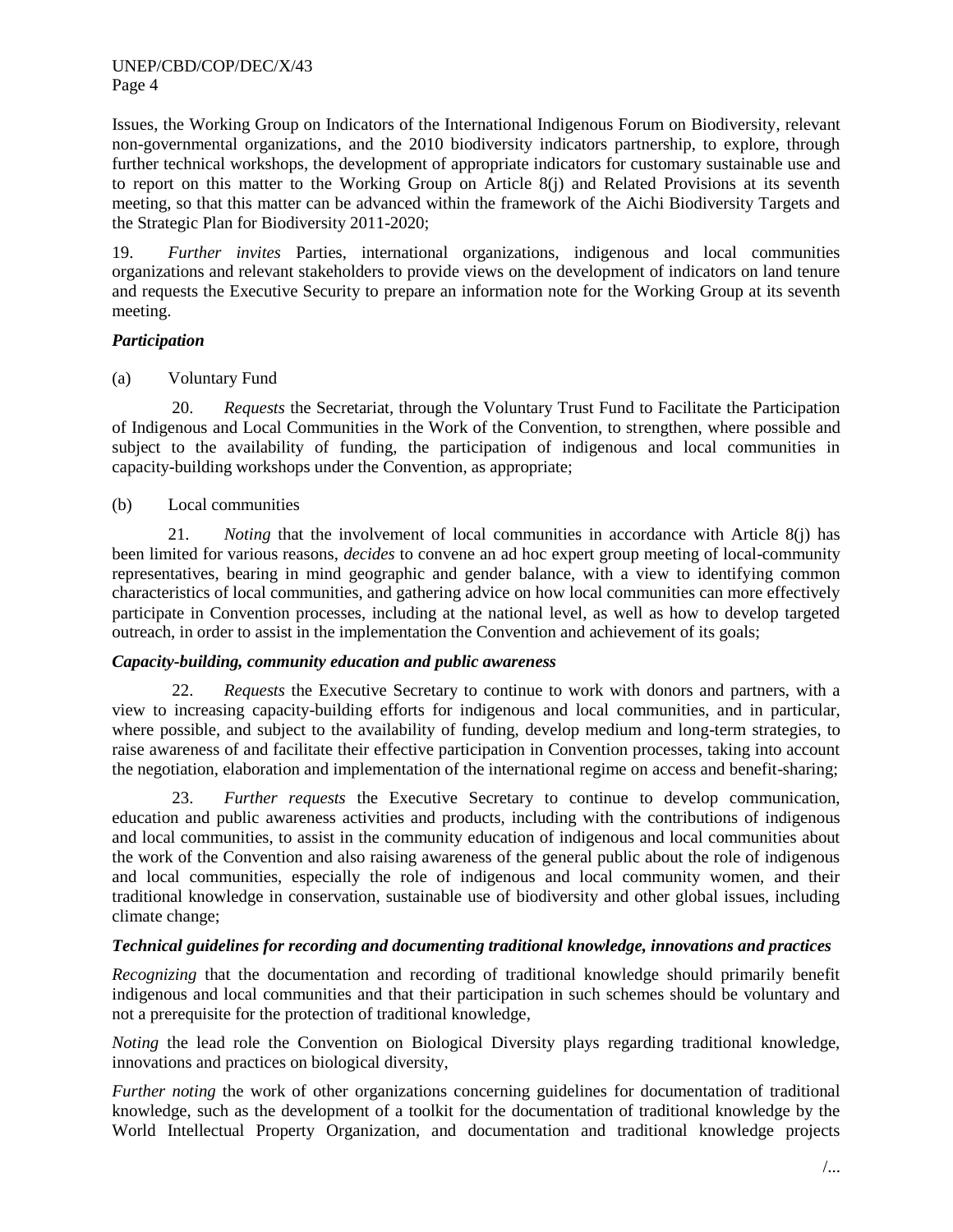Issues, the Working Group on Indicators of the International Indigenous Forum on Biodiversity, relevant non-governmental organizations, and the 2010 biodiversity indicators partnership, to explore, through further technical workshops, the development of appropriate indicators for customary sustainable use and to report on this matter to the Working Group on Article 8(j) and Related Provisions at its seventh meeting, so that this matter can be advanced within the framework of the Aichi Biodiversity Targets and the Strategic Plan for Biodiversity 2011-2020;

19. *Further invites* Parties, international organizations, indigenous and local communities organizations and relevant stakeholders to provide views on the development of indicators on land tenure and requests the Executive Security to prepare an information note for the Working Group at its seventh meeting.

***Participation***

(a) Voluntary Fund

20. *Requests* the Secretariat, through the Voluntary Trust Fund to Facilitate the Participation of Indigenous and Local Communities in the Work of the Convention, to strengthen, where possible and subject to the availability of funding, the participation of indigenous and local communities in capacity-building workshops under the Convention, as appropriate;

(b) Local communities

21. *Noting* that the involvement of local communities in accordance with Article 8(j) has been limited for various reasons, *decides* to convene an ad hoc expert group meeting of local-community representatives, bearing in mind geographic and gender balance, with a view to identifying common characteristics of local communities, and gathering advice on how local communities can more effectively participate in Convention processes, including at the national level, as well as how to develop targeted outreach, in order to assist in the implementation the Convention and achievement of its goals;

***Capacity-building, community education and public awareness***

22. *Requests* the Executive Secretary to continue to work with donors and partners, with a view to increasing capacity-building efforts for indigenous and local communities, and in particular, where possible, and subject to the availability of funding, develop medium and long-term strategies, to raise awareness of and facilitate their effective participation in Convention processes, taking into account the negotiation, elaboration and implementation of the international regime on access and benefit-sharing;

23. *Further requests* the Executive Secretary to continue to develop communication, education and public awareness activities and products, including with the contributions of indigenous and local communities, to assist in the community education of indigenous and local communities about the work of the Convention and also raising awareness of the general public about the role of indigenous and local communities, especially the role of indigenous and local community women, and their traditional knowledge in conservation, sustainable use of biodiversity and other global issues, including climate change;

***Technical guidelines for recording and documenting traditional knowledge, innovations and practices***

*Recognizing* that the documentation and recording of traditional knowledge should primarily benefit indigenous and local communities and that their participation in such schemes should be voluntary and not a prerequisite for the protection of traditional knowledge,

*Noting* the lead role the Convention on Biological Diversity plays regarding traditional knowledge, innovations and practices on biological diversity,

*Further noting* the work of other organizations concerning guidelines for documentation of traditional knowledge, such as the development of a toolkit for the documentation of traditional knowledge by the World Intellectual Property Organization, and documentation and traditional knowledge projects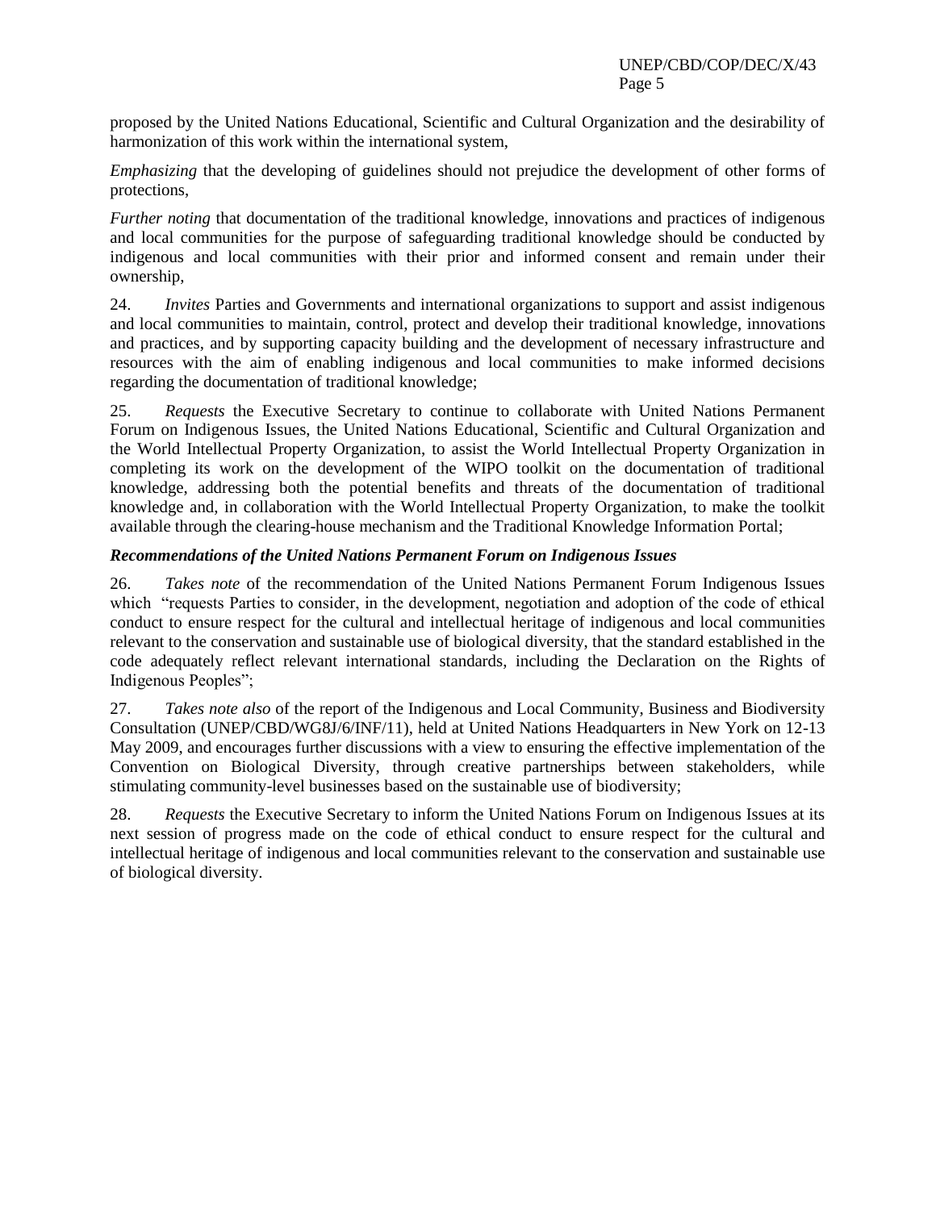proposed by the United Nations Educational, Scientific and Cultural Organization and the desirability of harmonization of this work within the international system,

*Emphasizing* that the developing of guidelines should not prejudice the development of other forms of protections,

*Further noting* that documentation of the traditional knowledge, innovations and practices of indigenous and local communities for the purpose of safeguarding traditional knowledge should be conducted by indigenous and local communities with their prior and informed consent and remain under their ownership,

24. *Invites* Parties and Governments and international organizations to support and assist indigenous and local communities to maintain, control, protect and develop their traditional knowledge, innovations and practices, and by supporting capacity building and the development of necessary infrastructure and resources with the aim of enabling indigenous and local communities to make informed decisions regarding the documentation of traditional knowledge;

25. *Requests* the Executive Secretary to continue to collaborate with United Nations Permanent Forum on Indigenous Issues, the United Nations Educational, Scientific and Cultural Organization and the World Intellectual Property Organization, to assist the World Intellectual Property Organization in completing its work on the development of the WIPO toolkit on the documentation of traditional knowledge, addressing both the potential benefits and threats of the documentation of traditional knowledge and, in collaboration with the World Intellectual Property Organization, to make the toolkit available through the clearing-house mechanism and the Traditional Knowledge Information Portal;

***Recommendations of the United Nations Permanent Forum on Indigenous Issues***

26. *Takes note* of the recommendation of the United Nations Permanent Forum Indigenous Issues which "requests Parties to consider, in the development, negotiation and adoption of the code of ethical conduct to ensure respect for the cultural and intellectual heritage of indigenous and local communities relevant to the conservation and sustainable use of biological diversity, that the standard established in the code adequately reflect relevant international standards, including the Declaration on the Rights of Indigenous Peoples";

27. *Takes note also* of the report of the Indigenous and Local Community, Business and Biodiversity Consultation (UNEP/CBD/WG8J/6/INF/11), held at United Nations Headquarters in New York on 12-13 May 2009, and encourages further discussions with a view to ensuring the effective implementation of the Convention on Biological Diversity, through creative partnerships between stakeholders, while stimulating community-level businesses based on the sustainable use of biodiversity;

28. *Requests* the Executive Secretary to inform the United Nations Forum on Indigenous Issues at its next session of progress made on the code of ethical conduct to ensure respect for the cultural and intellectual heritage of indigenous and local communities relevant to the conservation and sustainable use of biological diversity.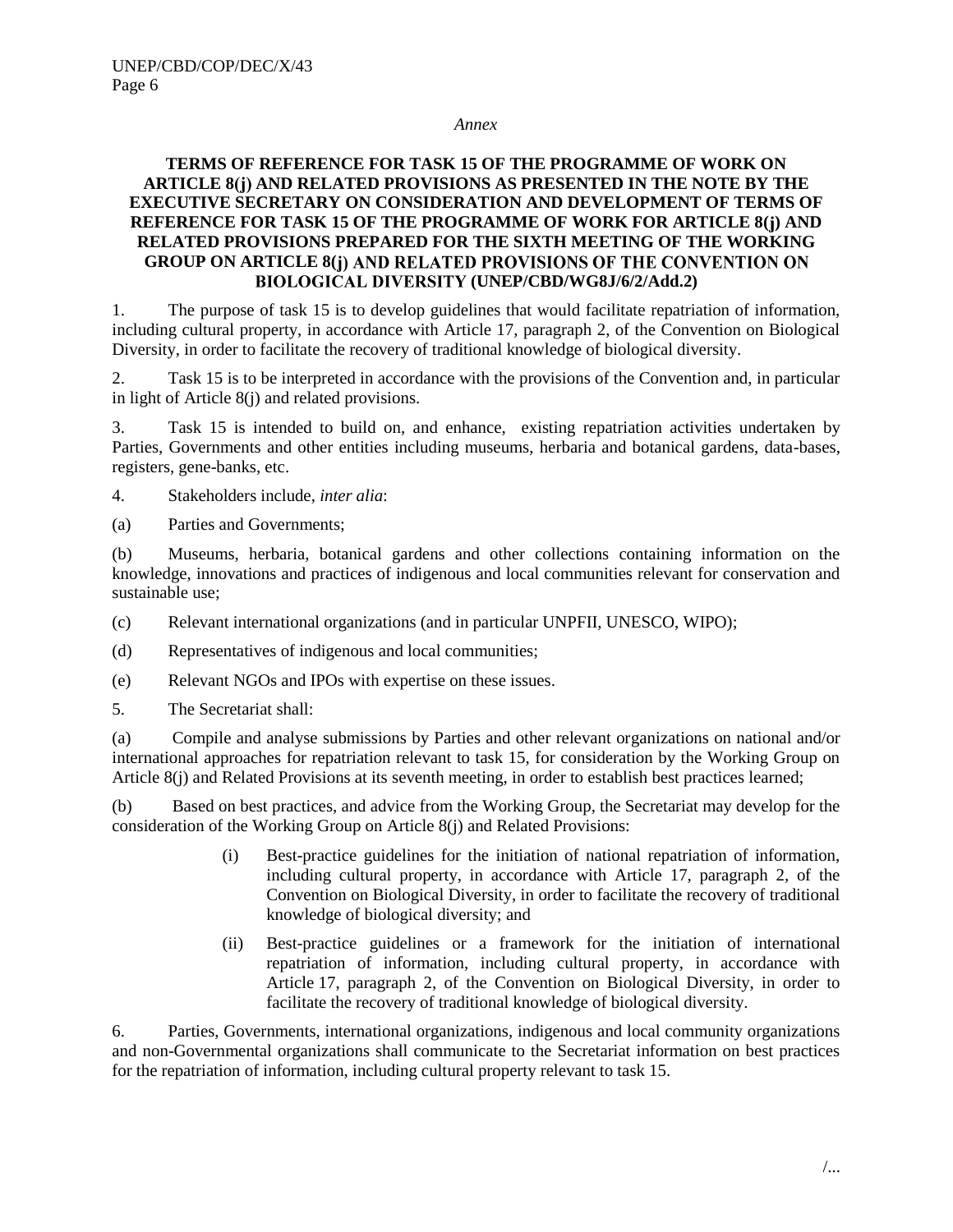*Annex*

## TERMS OF REFERENCE FOR TASK 15 OF THE PROGRAMME OF WORK ON ARTICLE 8(j) AND RELATED PROVISIONS AS PRESENTED IN THE NOTE BY THE EXECUTIVE SECRETARY ON CONSIDERATION AND DEVELOPMENT OF TERMS OF REFERENCE FOR TASK 15 OF THE PROGRAMME OF WORK FOR ARTICLE 8(j) AND RELATED PROVISIONS PREPARED FOR THE SIXTH MEETING OF THE WORKING GROUP ON ARTICLE 8(j) AND RELATED PROVISIONS OF THE CONVENTION ON BIOLOGICAL DIVERSITY (UNEP/CBD/WG8J/6/2/Add.2)

1. The purpose of task 15 is to develop guidelines that would facilitate repatriation of information, including cultural property, in accordance with Article 17, paragraph 2, of the Convention on Biological Diversity, in order to facilitate the recovery of traditional knowledge of biological diversity.

2. Task 15 is to be interpreted in accordance with the provisions of the Convention and, in particular in light of Article 8(j) and related provisions.

3. Task 15 is intended to build on, and enhance, existing repatriation activities undertaken by Parties, Governments and other entities including museums, herbaria and botanical gardens, data-bases, registers, gene-banks, etc.

4. Stakeholders include, *inter alia*:

(a) Parties and Governments;

(b) Museums, herbaria, botanical gardens and other collections containing information on the knowledge, innovations and practices of indigenous and local communities relevant for conservation and sustainable use;

(c) Relevant international organizations (and in particular UNPFII, UNESCO, WIPO);

(d) Representatives of indigenous and local communities;

(e) Relevant NGOs and IPOs with expertise on these issues.

5. The Secretariat shall:

(a) Compile and analyse submissions by Parties and other relevant organizations on national and/or international approaches for repatriation relevant to task 15, for consideration by the Working Group on Article 8(j) and Related Provisions at its seventh meeting, in order to establish best practices learned;

(b) Based on best practices, and advice from the Working Group, the Secretariat may develop for the consideration of the Working Group on Article 8(j) and Related Provisions:

- (i) Best-practice guidelines for the initiation of national repatriation of information, including cultural property, in accordance with Article 17, paragraph 2, of the Convention on Biological Diversity, in order to facilitate the recovery of traditional knowledge of biological diversity; and

- (ii) Best-practice guidelines or a framework for the initiation of international repatriation of information, including cultural property, in accordance with Article 17, paragraph 2, of the Convention on Biological Diversity, in order to facilitate the recovery of traditional knowledge of biological diversity.

6. Parties, Governments, international organizations, indigenous and local community organizations and non-Governmental organizations shall communicate to the Secretariat information on best practices for the repatriation of information, including cultural property relevant to task 15.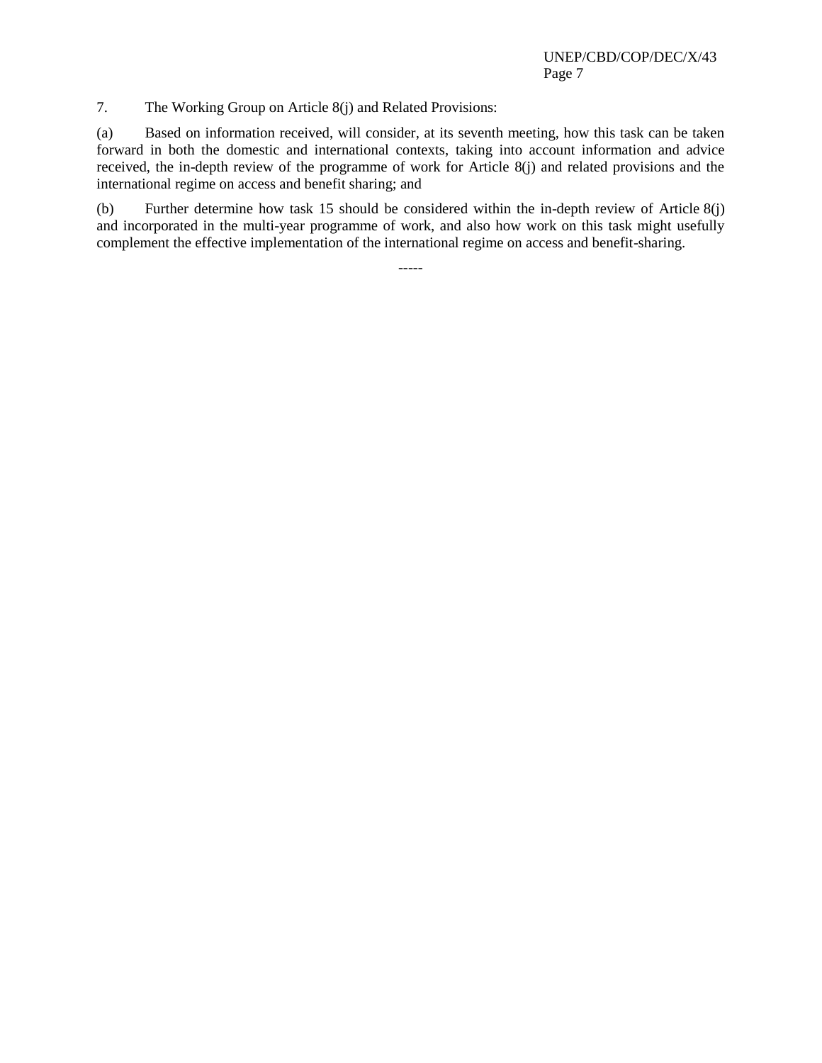7. The Working Group on Article 8(j) and Related Provisions:

(a) Based on information received, will consider, at its seventh meeting, how this task can be taken forward in both the domestic and international contexts, taking into account information and advice received, the in-depth review of the programme of work for Article 8(j) and related provisions and the international regime on access and benefit sharing; and

(b) Further determine how task 15 should be considered within the in-depth review of Article 8(j) and incorporated in the multi-year programme of work, and also how work on this task might usefully complement the effective implementation of the international regime on access and benefit-sharing.

-----